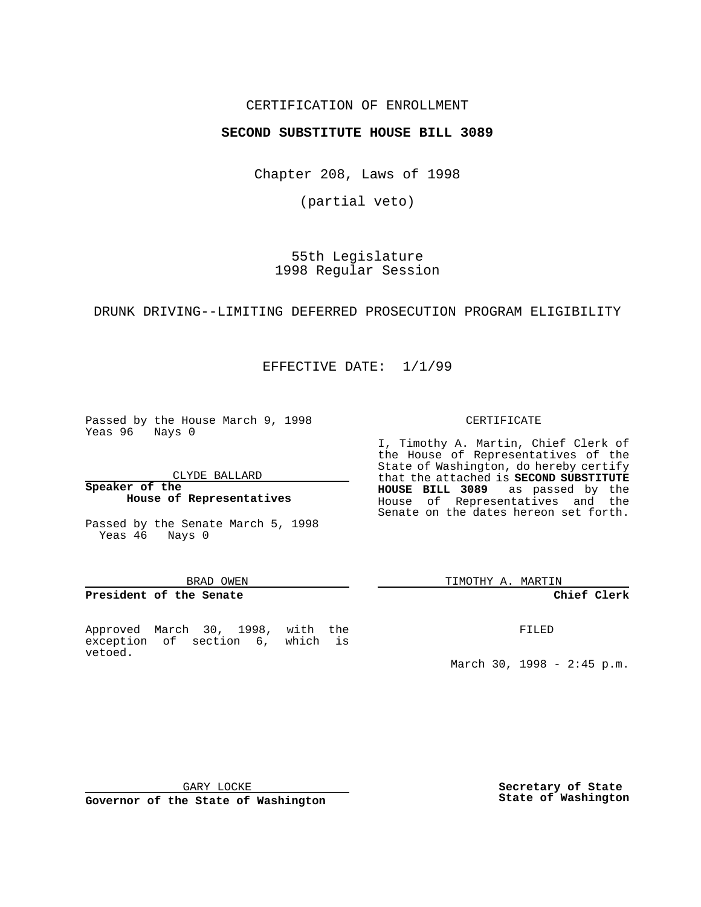CERTIFICATION OF ENROLLMENT

**SECOND SUBSTITUTE HOUSE BILL 3089**

Chapter 208, Laws of 1998

(partial veto)

55th Legislature
1998 Regular Session

DRUNK DRIVING--LIMITING DEFERRED PROSECUTION PROGRAM ELIGIBILITY

EFFECTIVE DATE: 1/1/99

Passed by the House March 9, 1998
Yeas 96 Nays 0

CLYDE BALLARD

**Speaker of the House of Representatives**

Passed by the Senate March 5, 1998
Yeas 46 Nays 0

BRAD OWEN

**President of the Senate**

Approved March 30, 1998, with the exception of section 6, which is vetoed.

GARY LOCKE

**Governor of the State of Washington**

CERTIFICATE

I, Timothy A. Martin, Chief Clerk of the House of Representatives of the State of Washington, do hereby certify that the attached is **SECOND SUBSTITUTE HOUSE BILL 3089** as passed by the House of Representatives and the Senate on the dates hereon set forth.

TIMOTHY A. MARTIN

**Chief Clerk**

FILED

March 30, 1998 - 2:45 p.m.

**Secretary of State**
**State of Washington**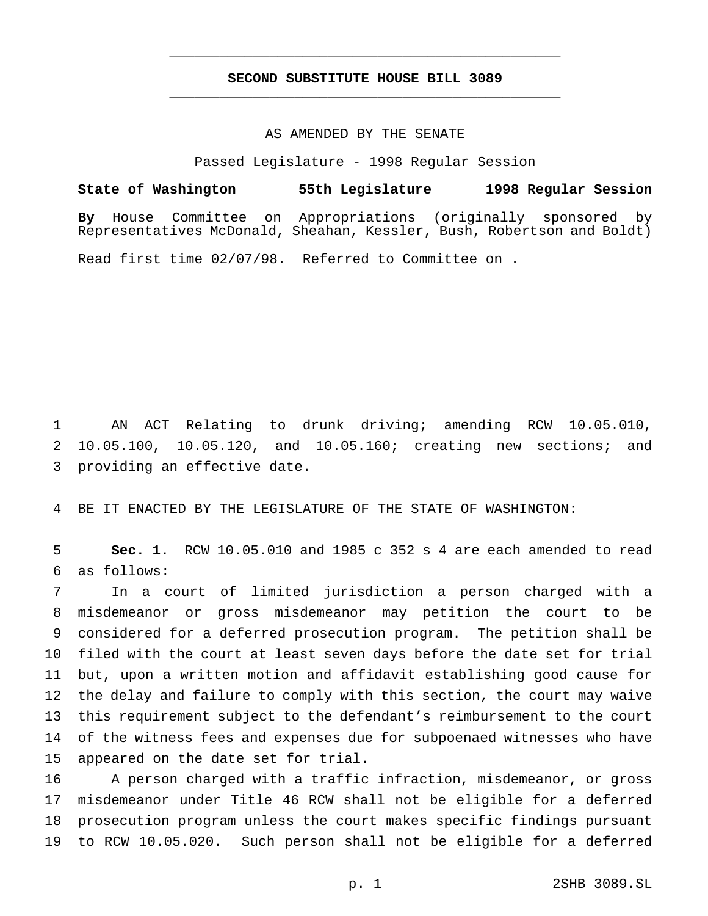# SECOND SUBSTITUTE HOUSE BILL 3089

AS AMENDED BY THE SENATE

Passed Legislature - 1998 Regular Session

**State of Washington 55th Legislature 1998 Regular Session**

**By** House Committee on Appropriations (originally sponsored by Representatives McDonald, Sheahan, Kessler, Bush, Robertson and Boldt)

Read first time 02/07/98. Referred to Committee on .

AN ACT Relating to drunk driving; amending RCW 10.05.010, 10.05.100, 10.05.120, and 10.05.160; creating new sections; and providing an effective date.

BE IT ENACTED BY THE LEGISLATURE OF THE STATE OF WASHINGTON:

**Sec. 1.** RCW 10.05.010 and 1985 c 352 s 4 are each amended to read as follows:

In a court of limited jurisdiction a person charged with a misdemeanor or gross misdemeanor may petition the court to be considered for a deferred prosecution program. The petition shall be filed with the court at least seven days before the date set for trial but, upon a written motion and affidavit establishing good cause for the delay and failure to comply with this section, the court may waive this requirement subject to the defendant's reimbursement to the court of the witness fees and expenses due for subpoenaed witnesses who have appeared on the date set for trial.

A person charged with a traffic infraction, misdemeanor, or gross misdemeanor under Title 46 RCW shall not be eligible for a deferred prosecution program unless the court makes specific findings pursuant to RCW 10.05.020. Such person shall not be eligible for a deferred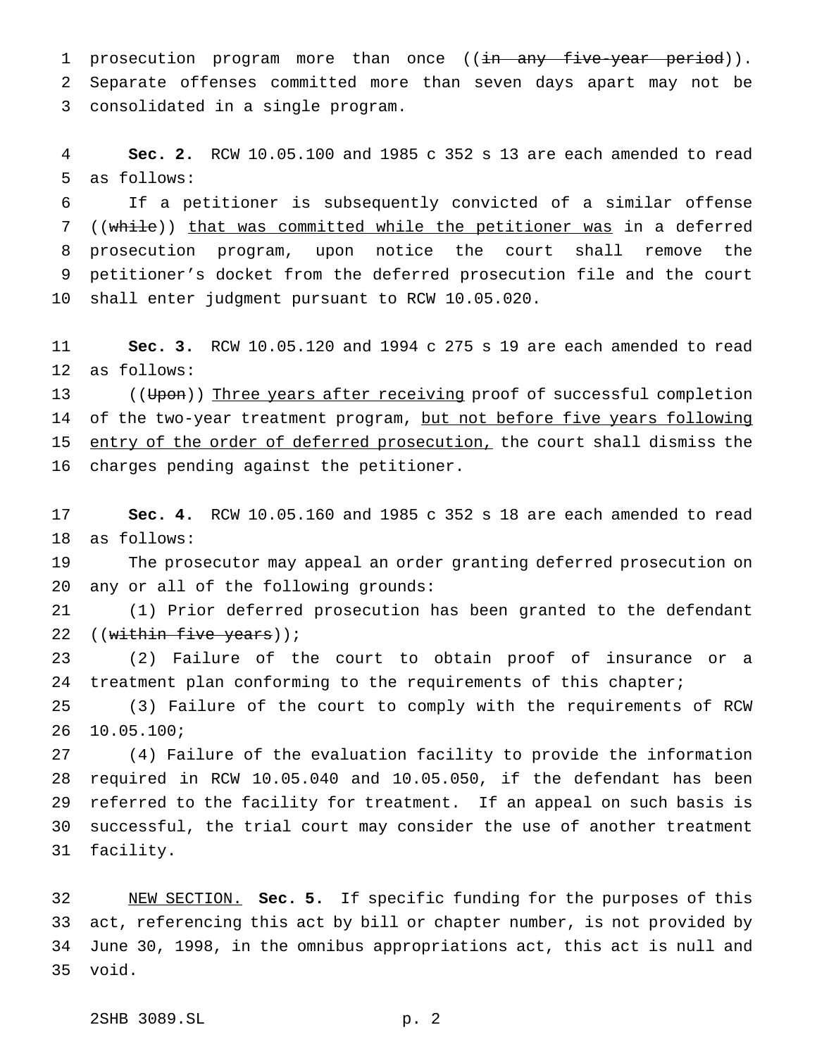prosecution program more than once ((~~in any five-year period~~)). Separate offenses committed more than seven days apart may not be consolidated in a single program.

**Sec. 2.** RCW 10.05.100 and 1985 c 352 s 13 are each amended to read as follows:

If a petitioner is subsequently convicted of a similar offense ((~~while~~)) <u>that was committed while the petitioner was</u> in a deferred prosecution program, upon notice the court shall remove the petitioner's docket from the deferred prosecution file and the court shall enter judgment pursuant to RCW 10.05.020.

**Sec. 3.** RCW 10.05.120 and 1994 c 275 s 19 are each amended to read as follows:

((~~Upon~~)) <u>Three years after receiving</u> proof of successful completion of the two-year treatment program, <u>but not before five years following entry of the order of deferred prosecution,</u> the court shall dismiss the charges pending against the petitioner.

**Sec. 4.** RCW 10.05.160 and 1985 c 352 s 18 are each amended to read as follows:

The prosecutor may appeal an order granting deferred prosecution on any or all of the following grounds:

(1) Prior deferred prosecution has been granted to the defendant ((~~within five years~~));

(2) Failure of the court to obtain proof of insurance or a treatment plan conforming to the requirements of this chapter;

(3) Failure of the court to comply with the requirements of RCW 10.05.100;

(4) Failure of the evaluation facility to provide the information required in RCW 10.05.040 and 10.05.050, if the defendant has been referred to the facility for treatment. If an appeal on such basis is successful, the trial court may consider the use of another treatment facility.

<u>NEW SECTION.</u> **Sec. 5.** If specific funding for the purposes of this act, referencing this act by bill or chapter number, is not provided by June 30, 1998, in the omnibus appropriations act, this act is null and void.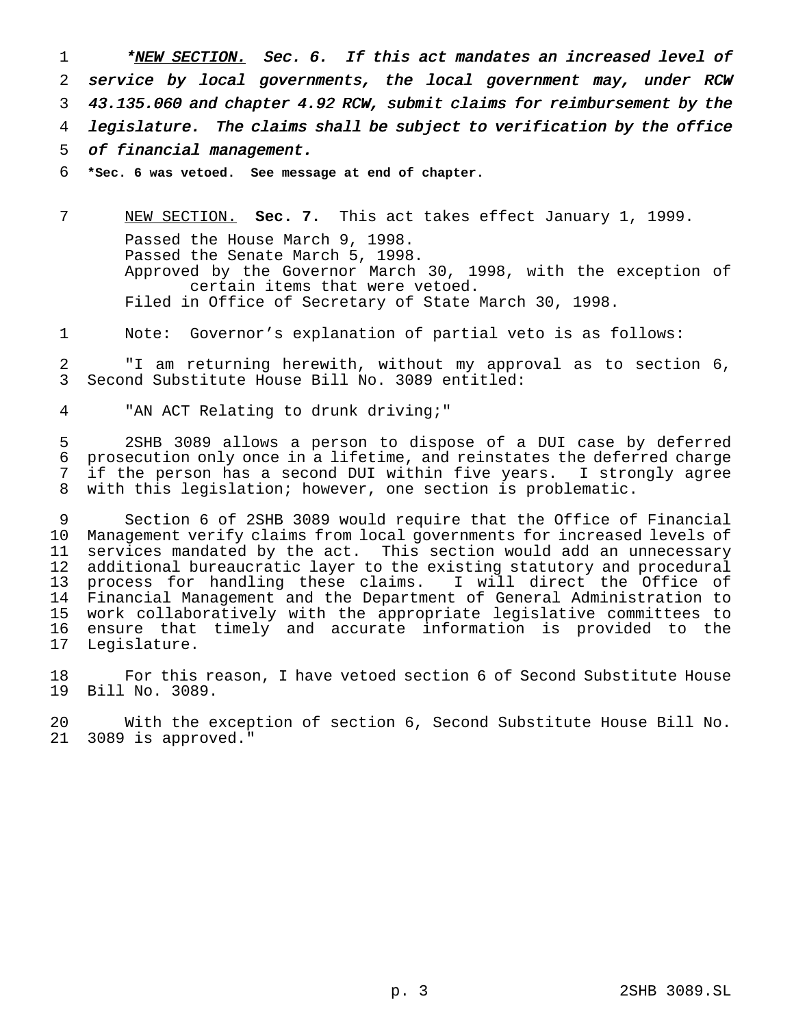*<u>NEW SECTION.</u> *Sec. 6. If this act mandates an increased level of service by local governments, the local government may, under RCW 43.135.060 and chapter 4.92 RCW, submit claims for reimbursement by the legislature. The claims shall be subject to verification by the office of financial management.*

**\*Sec. 6 was vetoed. See message at end of chapter.**

<u>NEW SECTION.</u> **Sec. 7.** This act takes effect January 1, 1999.

Passed the House March 9, 1998.
Passed the Senate March 5, 1998.
Approved by the Governor March 30, 1998, with the exception of certain items that were vetoed.
Filed in Office of Secretary of State March 30, 1998.

Note: Governor's explanation of partial veto is as follows:

"I am returning herewith, without my approval as to section 6, Second Substitute House Bill No. 3089 entitled:

"AN ACT Relating to drunk driving;"

2SHB 3089 allows a person to dispose of a DUI case by deferred prosecution only once in a lifetime, and reinstates the deferred charge if the person has a second DUI within five years. I strongly agree with this legislation; however, one section is problematic.

Section 6 of 2SHB 3089 would require that the Office of Financial Management verify claims from local governments for increased levels of services mandated by the act. This section would add an unnecessary additional bureaucratic layer to the existing statutory and procedural process for handling these claims. I will direct the Office of Financial Management and the Department of General Administration to work collaboratively with the appropriate legislative committees to ensure that timely and accurate information is provided to the Legislature.

For this reason, I have vetoed section 6 of Second Substitute House Bill No. 3089.

With the exception of section 6, Second Substitute House Bill No. 3089 is approved."